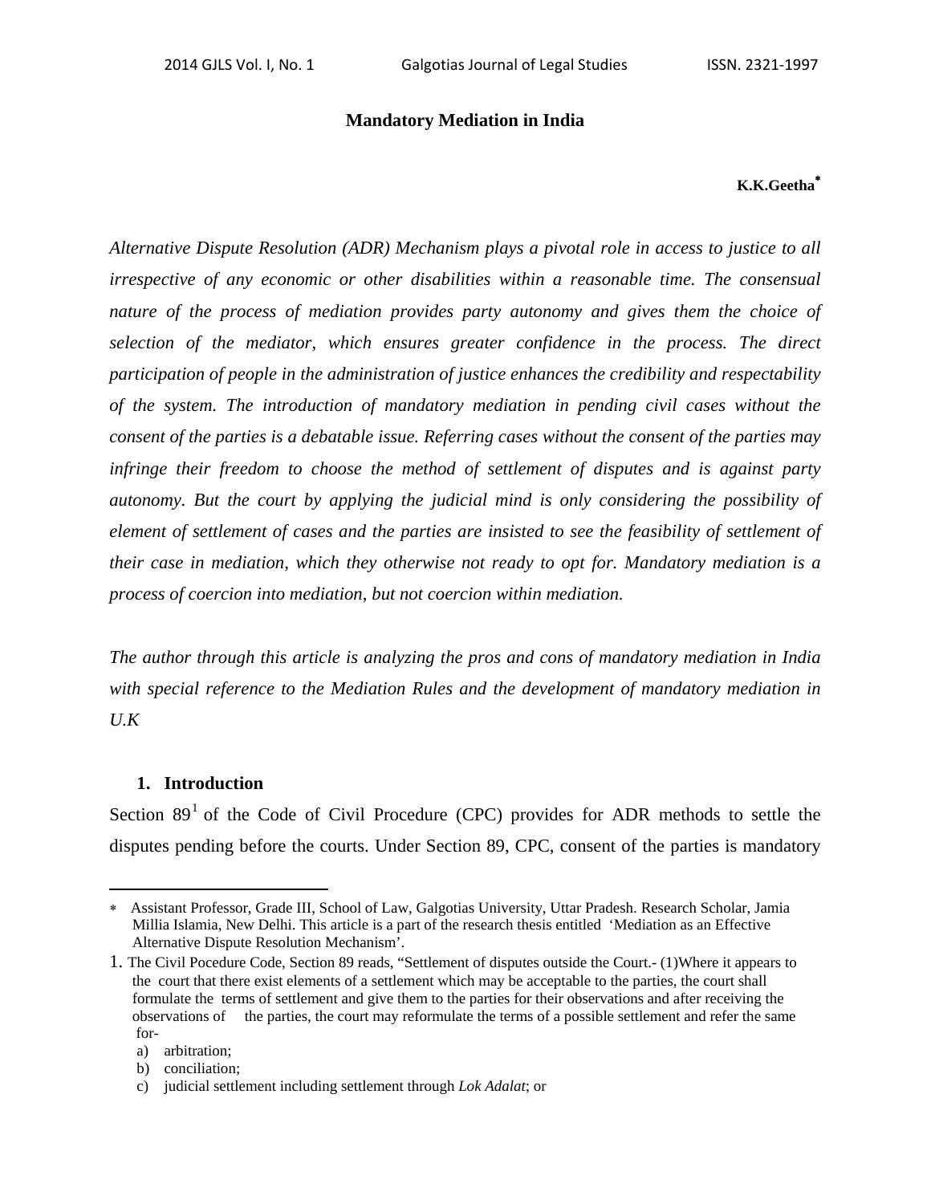# Mandatory Mediation in India

**K.K.Geetha*\***

*Alternative Dispute Resolution (ADR) Mechanism plays a pivotal role in access to justice to all irrespective of any economic or other disabilities within a reasonable time. The consensual nature of the process of mediation provides party autonomy and gives them the choice of selection of the mediator, which ensures greater confidence in the process. The direct participation of people in the administration of justice enhances the credibility and respectability of the system. The introduction of mandatory mediation in pending civil cases without the consent of the parties is a debatable issue. Referring cases without the consent of the parties may infringe their freedom to choose the method of settlement of disputes and is against party autonomy. But the court by applying the judicial mind is only considering the possibility of element of settlement of cases and the parties are insisted to see the feasibility of settlement of their case in mediation, which they otherwise not ready to opt for. Mandatory mediation is a process of coercion into mediation, but not coercion within mediation.*

*The author through this article is analyzing the pros and cons of mandatory mediation in India with special reference to the Mediation Rules and the development of mandatory mediation in U.K*

## 1. Introduction

Section 89[1] of the Code of Civil Procedure (CPC) provides for ADR methods to settle the disputes pending before the courts. Under Section 89, CPC, consent of the parties is mandatory

---

\* Assistant Professor, Grade III, School of Law, Galgotias University, Uttar Pradesh. Research Scholar, Jamia Millia Islamia, New Delhi. This article is a part of the research thesis entitled 'Mediation as an Effective Alternative Dispute Resolution Mechanism'.

1. The Civil Pocedure Code, Section 89 reads, "Settlement of disputes outside the Court.- (1)Where it appears to the court that there exist elements of a settlement which may be acceptable to the parties, the court shall formulate the terms of settlement and give them to the parties for their observations and after receiving the observations of the parties, the court may reformulate the terms of a possible settlement and refer the same for-

a) arbitration;
b) conciliation;
c) judicial settlement including settlement through *Lok Adalat*; or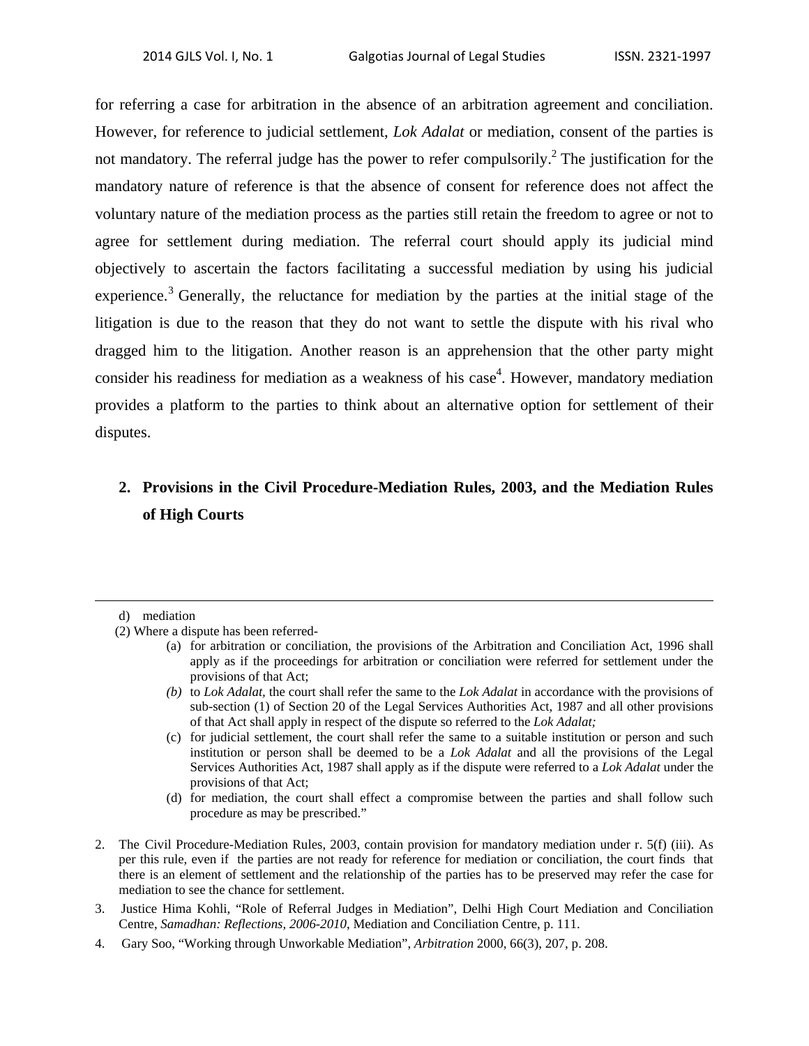for referring a case for arbitration in the absence of an arbitration agreement and conciliation. However, for reference to judicial settlement, *Lok Adalat* or mediation, consent of the parties is not mandatory. The referral judge has the power to refer compulsorily.[2] The justification for the mandatory nature of reference is that the absence of consent for reference does not affect the voluntary nature of the mediation process as the parties still retain the freedom to agree or not to agree for settlement during mediation. The referral court should apply its judicial mind objectively to ascertain the factors facilitating a successful mediation by using his judicial experience.[3] Generally, the reluctance for mediation by the parties at the initial stage of the litigation is due to the reason that they do not want to settle the dispute with his rival who dragged him to the litigation. Another reason is an apprehension that the other party might consider his readiness for mediation as a weakness of his case[4]. However, mandatory mediation provides a platform to the parties to think about an alternative option for settlement of their disputes.

## 2. Provisions in the Civil Procedure-Mediation Rules, 2003, and the Mediation Rules of High Courts

---

d) mediation

(2) Where a dispute has been referred-

(a) for arbitration or conciliation, the provisions of the Arbitration and Conciliation Act, 1996 shall apply as if the proceedings for arbitration or conciliation were referred for settlement under the provisions of that Act;

*(b)* to *Lok Adalat*, the court shall refer the same to the *Lok Adalat* in accordance with the provisions of sub-section (1) of Section 20 of the Legal Services Authorities Act, 1987 and all other provisions of that Act shall apply in respect of the dispute so referred to the *Lok Adalat;*

(c) for judicial settlement, the court shall refer the same to a suitable institution or person and such institution or person shall be deemed to be a *Lok Adalat* and all the provisions of the Legal Services Authorities Act, 1987 shall apply as if the dispute were referred to a *Lok Adalat* under the provisions of that Act;

(d) for mediation, the court shall effect a compromise between the parties and shall follow such procedure as may be prescribed."

2. The Civil Procedure-Mediation Rules, 2003, contain provision for mandatory mediation under r. 5(f) (iii). As per this rule, even if the parties are not ready for reference for mediation or conciliation, the court finds that there is an element of settlement and the relationship of the parties has to be preserved may refer the case for mediation to see the chance for settlement.

3. Justice Hima Kohli, "Role of Referral Judges in Mediation", Delhi High Court Mediation and Conciliation Centre, *Samadhan: Reflections, 2006-2010*, Mediation and Conciliation Centre, p. 111.

4. Gary Soo, "Working through Unworkable Mediation", *Arbitration* 2000, 66(3), 207, p. 208.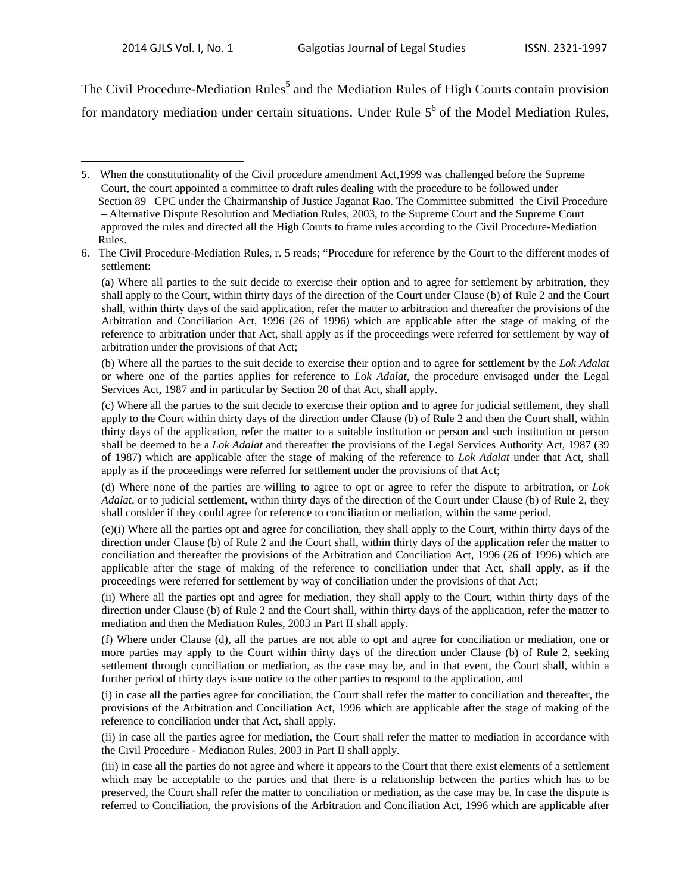The Civil Procedure-Mediation Rules[5] and the Mediation Rules of High Courts contain provision for mandatory mediation under certain situations. Under Rule 5[6] of the Model Mediation Rules,

---

5. When the constitutionality of the Civil procedure amendment Act,1999 was challenged before the Supreme Court, the court appointed a committee to draft rules dealing with the procedure to be followed under Section 89 CPC under the Chairmanship of Justice Jaganat Rao. The Committee submitted the Civil Procedure – Alternative Dispute Resolution and Mediation Rules, 2003, to the Supreme Court and the Supreme Court approved the rules and directed all the High Courts to frame rules according to the Civil Procedure-Mediation Rules.

6. The Civil Procedure-Mediation Rules, r. 5 reads; "Procedure for reference by the Court to the different modes of settlement:

(a) Where all parties to the suit decide to exercise their option and to agree for settlement by arbitration, they shall apply to the Court, within thirty days of the direction of the Court under Clause (b) of Rule 2 and the Court shall, within thirty days of the said application, refer the matter to arbitration and thereafter the provisions of the Arbitration and Conciliation Act, 1996 (26 of 1996) which are applicable after the stage of making of the reference to arbitration under that Act, shall apply as if the proceedings were referred for settlement by way of arbitration under the provisions of that Act;

(b) Where all the parties to the suit decide to exercise their option and to agree for settlement by the *Lok Adalat* or where one of the parties applies for reference to *Lok Adalat*, the procedure envisaged under the Legal Services Act, 1987 and in particular by Section 20 of that Act, shall apply.

(c) Where all the parties to the suit decide to exercise their option and to agree for judicial settlement, they shall apply to the Court within thirty days of the direction under Clause (b) of Rule 2 and then the Court shall, within thirty days of the application, refer the matter to a suitable institution or person and such institution or person shall be deemed to be a *Lok Adalat* and thereafter the provisions of the Legal Services Authority Act, 1987 (39 of 1987) which are applicable after the stage of making of the reference to *Lok Adalat* under that Act, shall apply as if the proceedings were referred for settlement under the provisions of that Act;

(d) Where none of the parties are willing to agree to opt or agree to refer the dispute to arbitration, or *Lok Adalat*, or to judicial settlement, within thirty days of the direction of the Court under Clause (b) of Rule 2, they shall consider if they could agree for reference to conciliation or mediation, within the same period.

(e)(i) Where all the parties opt and agree for conciliation, they shall apply to the Court, within thirty days of the direction under Clause (b) of Rule 2 and the Court shall, within thirty days of the application refer the matter to conciliation and thereafter the provisions of the Arbitration and Conciliation Act, 1996 (26 of 1996) which are applicable after the stage of making of the reference to conciliation under that Act, shall apply, as if the proceedings were referred for settlement by way of conciliation under the provisions of that Act;

(ii) Where all the parties opt and agree for mediation, they shall apply to the Court, within thirty days of the direction under Clause (b) of Rule 2 and the Court shall, within thirty days of the application, refer the matter to mediation and then the Mediation Rules, 2003 in Part II shall apply.

(f) Where under Clause (d), all the parties are not able to opt and agree for conciliation or mediation, one or more parties may apply to the Court within thirty days of the direction under Clause (b) of Rule 2, seeking settlement through conciliation or mediation, as the case may be, and in that event, the Court shall, within a further period of thirty days issue notice to the other parties to respond to the application, and

(i) in case all the parties agree for conciliation, the Court shall refer the matter to conciliation and thereafter, the provisions of the Arbitration and Conciliation Act, 1996 which are applicable after the stage of making of the reference to conciliation under that Act, shall apply.

(ii) in case all the parties agree for mediation, the Court shall refer the matter to mediation in accordance with the Civil Procedure - Mediation Rules, 2003 in Part II shall apply.

(iii) in case all the parties do not agree and where it appears to the Court that there exist elements of a settlement which may be acceptable to the parties and that there is a relationship between the parties which has to be preserved, the Court shall refer the matter to conciliation or mediation, as the case may be. In case the dispute is referred to Conciliation, the provisions of the Arbitration and Conciliation Act, 1996 which are applicable after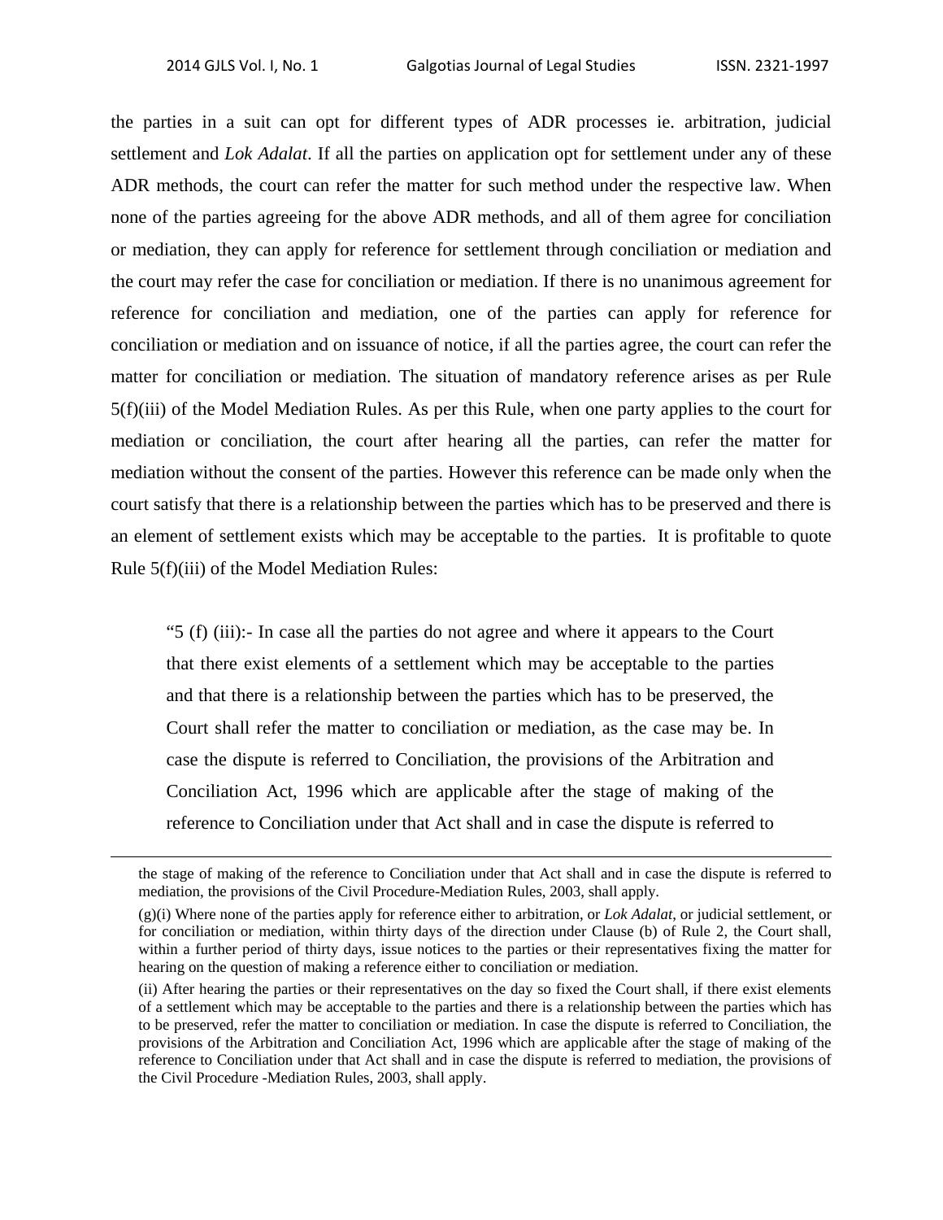the parties in a suit can opt for different types of ADR processes ie. arbitration, judicial settlement and *Lok Adalat*. If all the parties on application opt for settlement under any of these ADR methods, the court can refer the matter for such method under the respective law. When none of the parties agreeing for the above ADR methods, and all of them agree for conciliation or mediation, they can apply for reference for settlement through conciliation or mediation and the court may refer the case for conciliation or mediation. If there is no unanimous agreement for reference for conciliation and mediation, one of the parties can apply for reference for conciliation or mediation and on issuance of notice, if all the parties agree, the court can refer the matter for conciliation or mediation. The situation of mandatory reference arises as per Rule 5(f)(iii) of the Model Mediation Rules. As per this Rule, when one party applies to the court for mediation or conciliation, the court after hearing all the parties, can refer the matter for mediation without the consent of the parties. However this reference can be made only when the court satisfy that there is a relationship between the parties which has to be preserved and there is an element of settlement exists which may be acceptable to the parties. It is profitable to quote Rule 5(f)(iii) of the Model Mediation Rules:

> "5 (f) (iii):- In case all the parties do not agree and where it appears to the Court that there exist elements of a settlement which may be acceptable to the parties and that there is a relationship between the parties which has to be preserved, the Court shall refer the matter to conciliation or mediation, as the case may be. In case the dispute is referred to Conciliation, the provisions of the Arbitration and Conciliation Act, 1996 which are applicable after the stage of making of the reference to Conciliation under that Act shall and in case the dispute is referred to

---

the stage of making of the reference to Conciliation under that Act shall and in case the dispute is referred to mediation, the provisions of the Civil Procedure-Mediation Rules, 2003, shall apply.

(g)(i) Where none of the parties apply for reference either to arbitration, or *Lok Adalat*, or judicial settlement, or for conciliation or mediation, within thirty days of the direction under Clause (b) of Rule 2, the Court shall, within a further period of thirty days, issue notices to the parties or their representatives fixing the matter for hearing on the question of making a reference either to conciliation or mediation.

(ii) After hearing the parties or their representatives on the day so fixed the Court shall, if there exist elements of a settlement which may be acceptable to the parties and there is a relationship between the parties which has to be preserved, refer the matter to conciliation or mediation. In case the dispute is referred to Conciliation, the provisions of the Arbitration and Conciliation Act, 1996 which are applicable after the stage of making of the reference to Conciliation under that Act shall and in case the dispute is referred to mediation, the provisions of the Civil Procedure -Mediation Rules, 2003, shall apply.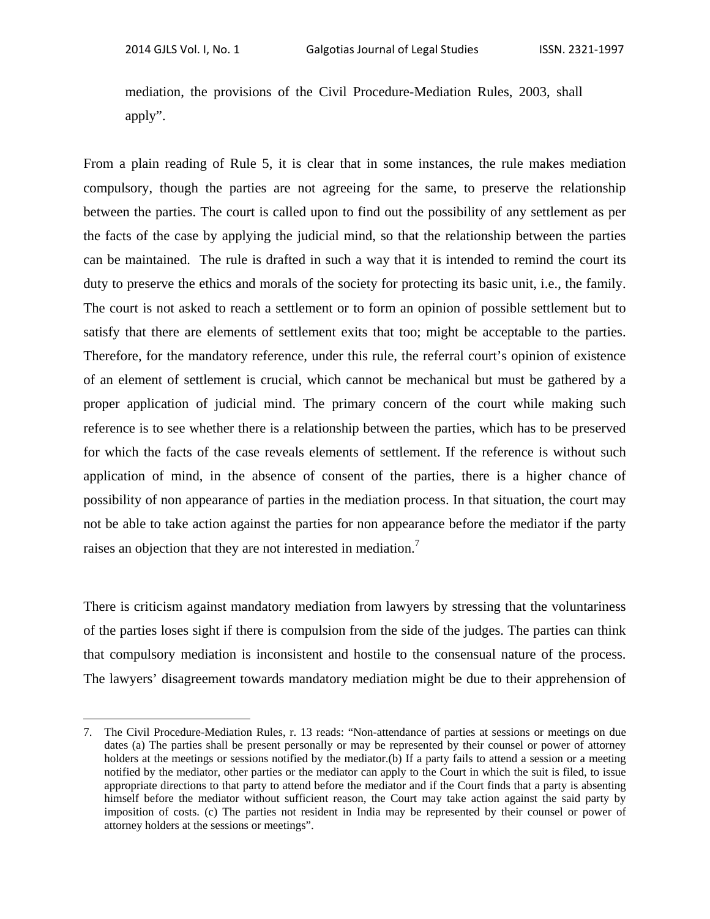mediation, the provisions of the Civil Procedure-Mediation Rules, 2003, shall apply".

From a plain reading of Rule 5, it is clear that in some instances, the rule makes mediation compulsory, though the parties are not agreeing for the same, to preserve the relationship between the parties. The court is called upon to find out the possibility of any settlement as per the facts of the case by applying the judicial mind, so that the relationship between the parties can be maintained. The rule is drafted in such a way that it is intended to remind the court its duty to preserve the ethics and morals of the society for protecting its basic unit, i.e., the family. The court is not asked to reach a settlement or to form an opinion of possible settlement but to satisfy that there are elements of settlement exits that too; might be acceptable to the parties. Therefore, for the mandatory reference, under this rule, the referral court's opinion of existence of an element of settlement is crucial, which cannot be mechanical but must be gathered by a proper application of judicial mind. The primary concern of the court while making such reference is to see whether there is a relationship between the parties, which has to be preserved for which the facts of the case reveals elements of settlement. If the reference is without such application of mind, in the absence of consent of the parties, there is a higher chance of possibility of non appearance of parties in the mediation process. In that situation, the court may not be able to take action against the parties for non appearance before the mediator if the party raises an objection that they are not interested in mediation.[7]

There is criticism against mandatory mediation from lawyers by stressing that the voluntariness of the parties loses sight if there is compulsion from the side of the judges. The parties can think that compulsory mediation is inconsistent and hostile to the consensual nature of the process. The lawyers' disagreement towards mandatory mediation might be due to their apprehension of

---

7. The Civil Procedure-Mediation Rules, r. 13 reads: "Non-attendance of parties at sessions or meetings on due dates (a) The parties shall be present personally or may be represented by their counsel or power of attorney holders at the meetings or sessions notified by the mediator.(b) If a party fails to attend a session or a meeting notified by the mediator, other parties or the mediator can apply to the Court in which the suit is filed, to issue appropriate directions to that party to attend before the mediator and if the Court finds that a party is absenting himself before the mediator without sufficient reason, the Court may take action against the said party by imposition of costs. (c) The parties not resident in India may be represented by their counsel or power of attorney holders at the sessions or meetings".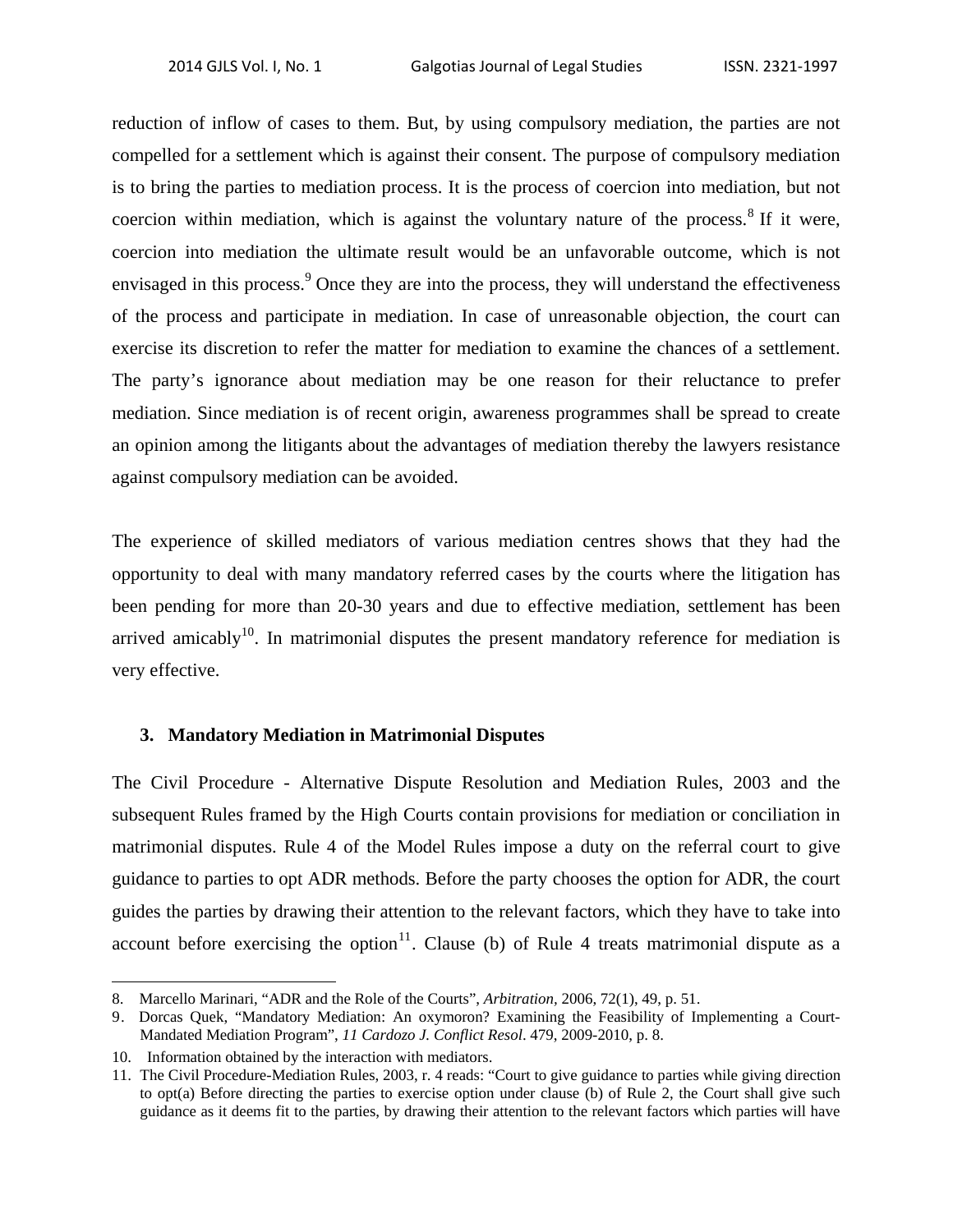reduction of inflow of cases to them. But, by using compulsory mediation, the parties are not compelled for a settlement which is against their consent. The purpose of compulsory mediation is to bring the parties to mediation process. It is the process of coercion into mediation, but not coercion within mediation, which is against the voluntary nature of the process.[8] If it were, coercion into mediation the ultimate result would be an unfavorable outcome, which is not envisaged in this process.[9] Once they are into the process, they will understand the effectiveness of the process and participate in mediation. In case of unreasonable objection, the court can exercise its discretion to refer the matter for mediation to examine the chances of a settlement. The party's ignorance about mediation may be one reason for their reluctance to prefer mediation. Since mediation is of recent origin, awareness programmes shall be spread to create an opinion among the litigants about the advantages of mediation thereby the lawyers resistance against compulsory mediation can be avoided.

The experience of skilled mediators of various mediation centres shows that they had the opportunity to deal with many mandatory referred cases by the courts where the litigation has been pending for more than 20-30 years and due to effective mediation, settlement has been arrived amicably[10]. In matrimonial disputes the present mandatory reference for mediation is very effective.

### 3. Mandatory Mediation in Matrimonial Disputes

The Civil Procedure - Alternative Dispute Resolution and Mediation Rules, 2003 and the subsequent Rules framed by the High Courts contain provisions for mediation or conciliation in matrimonial disputes. Rule 4 of the Model Rules impose a duty on the referral court to give guidance to parties to opt ADR methods. Before the party chooses the option for ADR, the court guides the parties by drawing their attention to the relevant factors, which they have to take into account before exercising the option[11]. Clause (b) of Rule 4 treats matrimonial dispute as a

---

8. Marcello Marinari, "ADR and the Role of the Courts", *Arbitration,* 2006, 72(1), 49, p. 51.

9. Dorcas Quek, "Mandatory Mediation: An oxymoron? Examining the Feasibility of Implementing a Court-Mandated Mediation Program", *11 Cardozo J. Conflict Resol*. 479, 2009-2010, p. 8.

10. Information obtained by the interaction with mediators.

11. The Civil Procedure-Mediation Rules, 2003, r. 4 reads: "Court to give guidance to parties while giving direction to opt(a) Before directing the parties to exercise option under clause (b) of Rule 2, the Court shall give such guidance as it deems fit to the parties, by drawing their attention to the relevant factors which parties will have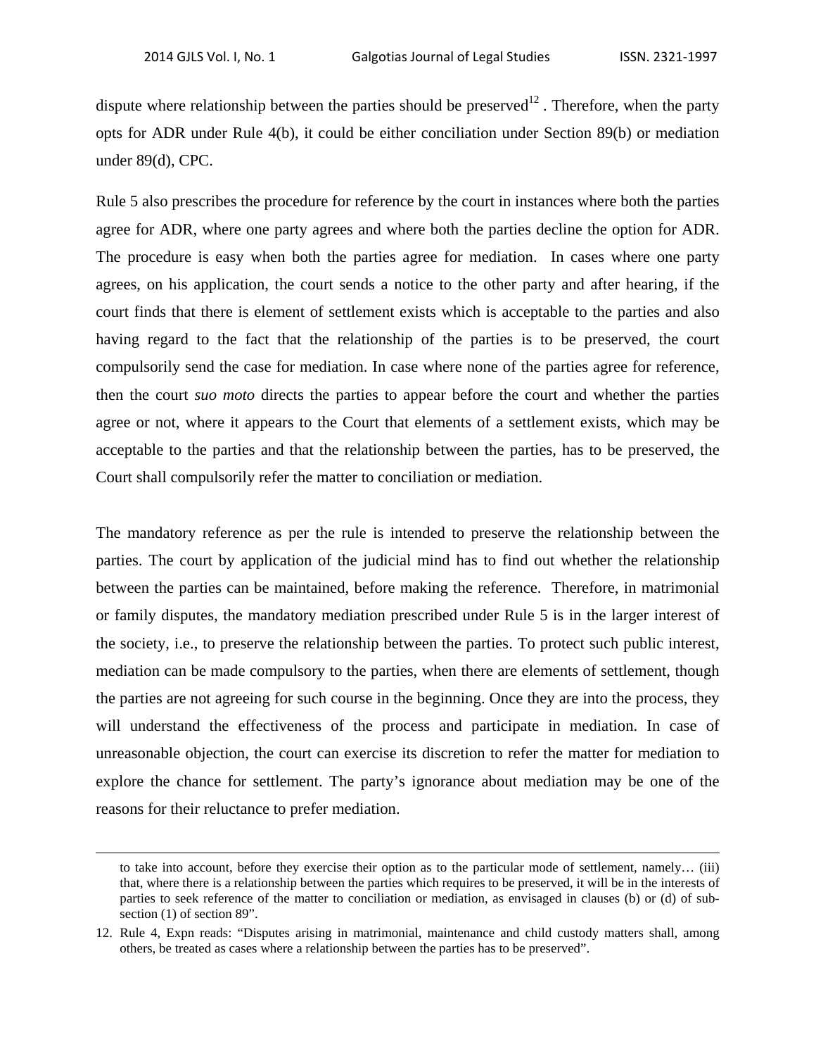dispute where relationship between the parties should be preserved[12] . Therefore, when the party opts for ADR under Rule 4(b), it could be either conciliation under Section 89(b) or mediation under 89(d), CPC.

Rule 5 also prescribes the procedure for reference by the court in instances where both the parties agree for ADR, where one party agrees and where both the parties decline the option for ADR. The procedure is easy when both the parties agree for mediation. In cases where one party agrees, on his application, the court sends a notice to the other party and after hearing, if the court finds that there is element of settlement exists which is acceptable to the parties and also having regard to the fact that the relationship of the parties is to be preserved, the court compulsorily send the case for mediation. In case where none of the parties agree for reference, then the court *suo moto* directs the parties to appear before the court and whether the parties agree or not, where it appears to the Court that elements of a settlement exists, which may be acceptable to the parties and that the relationship between the parties, has to be preserved, the Court shall compulsorily refer the matter to conciliation or mediation.

The mandatory reference as per the rule is intended to preserve the relationship between the parties. The court by application of the judicial mind has to find out whether the relationship between the parties can be maintained, before making the reference. Therefore, in matrimonial or family disputes, the mandatory mediation prescribed under Rule 5 is in the larger interest of the society, i.e., to preserve the relationship between the parties. To protect such public interest, mediation can be made compulsory to the parties, when there are elements of settlement, though the parties are not agreeing for such course in the beginning. Once they are into the process, they will understand the effectiveness of the process and participate in mediation. In case of unreasonable objection, the court can exercise its discretion to refer the matter for mediation to explore the chance for settlement. The party's ignorance about mediation may be one of the reasons for their reluctance to prefer mediation.

---

to take into account, before they exercise their option as to the particular mode of settlement, namely… (iii) that, where there is a relationship between the parties which requires to be preserved, it will be in the interests of parties to seek reference of the matter to conciliation or mediation, as envisaged in clauses (b) or (d) of sub-section (1) of section 89".

12. Rule 4, Expn reads: "Disputes arising in matrimonial, maintenance and child custody matters shall, among others, be treated as cases where a relationship between the parties has to be preserved".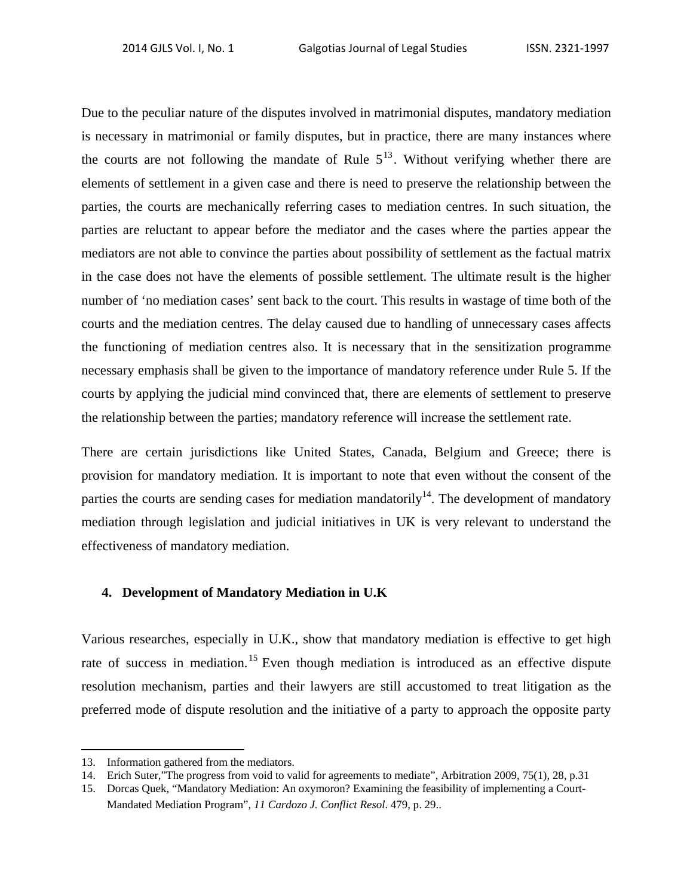Due to the peculiar nature of the disputes involved in matrimonial disputes, mandatory mediation is necessary in matrimonial or family disputes, but in practice, there are many instances where the courts are not following the mandate of Rule 5[13]. Without verifying whether there are elements of settlement in a given case and there is need to preserve the relationship between the parties, the courts are mechanically referring cases to mediation centres. In such situation, the parties are reluctant to appear before the mediator and the cases where the parties appear the mediators are not able to convince the parties about possibility of settlement as the factual matrix in the case does not have the elements of possible settlement. The ultimate result is the higher number of 'no mediation cases' sent back to the court. This results in wastage of time both of the courts and the mediation centres. The delay caused due to handling of unnecessary cases affects the functioning of mediation centres also. It is necessary that in the sensitization programme necessary emphasis shall be given to the importance of mandatory reference under Rule 5. If the courts by applying the judicial mind convinced that, there are elements of settlement to preserve the relationship between the parties; mandatory reference will increase the settlement rate.

There are certain jurisdictions like United States, Canada, Belgium and Greece; there is provision for mandatory mediation. It is important to note that even without the consent of the parties the courts are sending cases for mediation mandatorily[14]. The development of mandatory mediation through legislation and judicial initiatives in UK is very relevant to understand the effectiveness of mandatory mediation.

## 4. Development of Mandatory Mediation in U.K

Various researches, especially in U.K., show that mandatory mediation is effective to get high rate of success in mediation.[15] Even though mediation is introduced as an effective dispute resolution mechanism, parties and their lawyers are still accustomed to treat litigation as the preferred mode of dispute resolution and the initiative of a party to approach the opposite party

---

13. Information gathered from the mediators.
14. Erich Suter,"The progress from void to valid for agreements to mediate", Arbitration 2009, 75(1), 28, p.31
15. Dorcas Quek, "Mandatory Mediation: An oxymoron? Examining the feasibility of implementing a Court-Mandated Mediation Program", *11 Cardozo J. Conflict Resol*. 479, p. 29..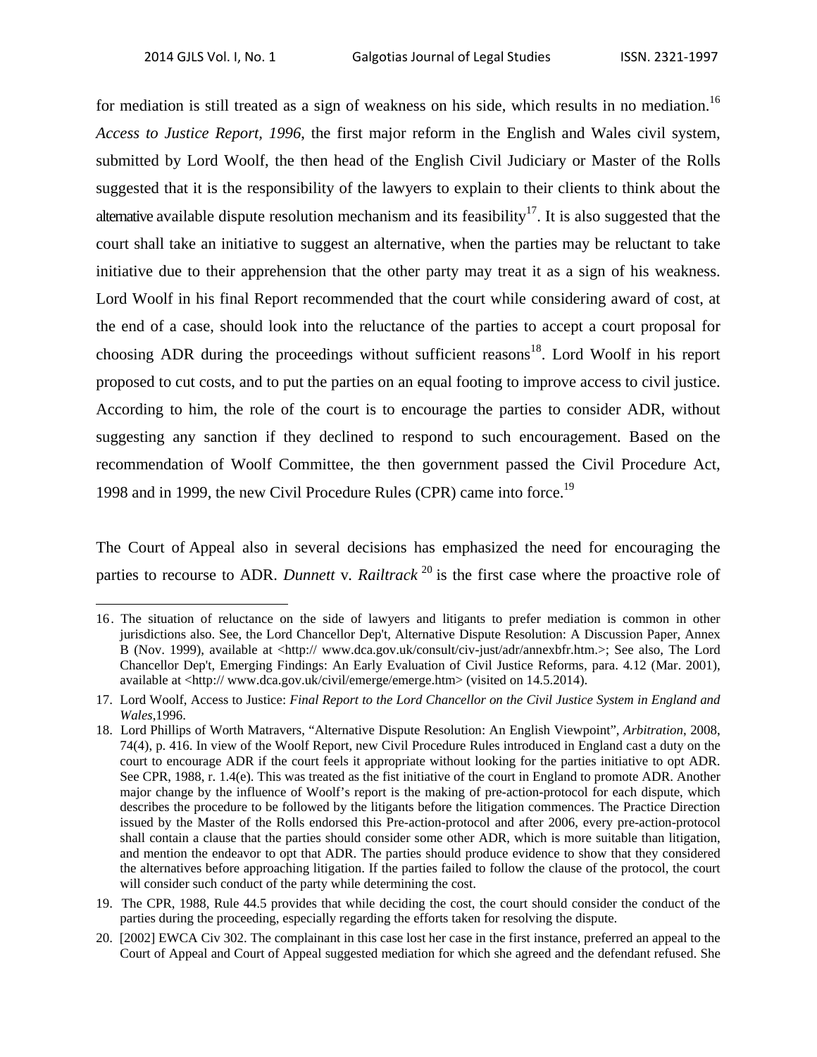for mediation is still treated as a sign of weakness on his side, which results in no mediation.[16] *Access to Justice Report, 1996*, the first major reform in the English and Wales civil system, submitted by Lord Woolf, the then head of the English Civil Judiciary or Master of the Rolls suggested that it is the responsibility of the lawyers to explain to their clients to think about the alternative available dispute resolution mechanism and its feasibility[17]. It is also suggested that the court shall take an initiative to suggest an alternative, when the parties may be reluctant to take initiative due to their apprehension that the other party may treat it as a sign of his weakness. Lord Woolf in his final Report recommended that the court while considering award of cost, at the end of a case, should look into the reluctance of the parties to accept a court proposal for choosing ADR during the proceedings without sufficient reasons[18]. Lord Woolf in his report proposed to cut costs, and to put the parties on an equal footing to improve access to civil justice. According to him, the role of the court is to encourage the parties to consider ADR, without suggesting any sanction if they declined to respond to such encouragement. Based on the recommendation of Woolf Committee, the then government passed the Civil Procedure Act, 1998 and in 1999, the new Civil Procedure Rules (CPR) came into force.[19]

The Court of Appeal also in several decisions has emphasized the need for encouraging the parties to recourse to ADR. *Dunnett* v. *Railtrack*[20] is the first case where the proactive role of

---

16. The situation of reluctance on the side of lawyers and litigants to prefer mediation is common in other jurisdictions also. See, the Lord Chancellor Dep't, Alternative Dispute Resolution: A Discussion Paper, Annex B (Nov. 1999), available at <http:// www.dca.gov.uk/consult/civ-just/adr/annexbfr.htm.>; See also, The Lord Chancellor Dep't, Emerging Findings: An Early Evaluation of Civil Justice Reforms, para. 4.12 (Mar. 2001), available at <http:// www.dca.gov.uk/civil/emerge/emerge.htm> (visited on 14.5.2014).

17. Lord Woolf, Access to Justice: *Final Report to the Lord Chancellor on the Civil Justice System in England and Wales*,1996.

18. Lord Phillips of Worth Matravers, "Alternative Dispute Resolution: An English Viewpoint", *Arbitration*, 2008, 74(4), p. 416. In view of the Woolf Report, new Civil Procedure Rules introduced in England cast a duty on the court to encourage ADR if the court feels it appropriate without looking for the parties initiative to opt ADR. See CPR, 1988, r. 1.4(e). This was treated as the fist initiative of the court in England to promote ADR. Another major change by the influence of Woolf's report is the making of pre-action-protocol for each dispute, which describes the procedure to be followed by the litigants before the litigation commences. The Practice Direction issued by the Master of the Rolls endorsed this Pre-action-protocol and after 2006, every pre-action-protocol shall contain a clause that the parties should consider some other ADR, which is more suitable than litigation, and mention the endeavor to opt that ADR. The parties should produce evidence to show that they considered the alternatives before approaching litigation. If the parties failed to follow the clause of the protocol, the court will consider such conduct of the party while determining the cost.

19. The CPR, 1988, Rule 44.5 provides that while deciding the cost, the court should consider the conduct of the parties during the proceeding, especially regarding the efforts taken for resolving the dispute.

20. [2002] EWCA Civ 302. The complainant in this case lost her case in the first instance, preferred an appeal to the Court of Appeal and Court of Appeal suggested mediation for which she agreed and the defendant refused. She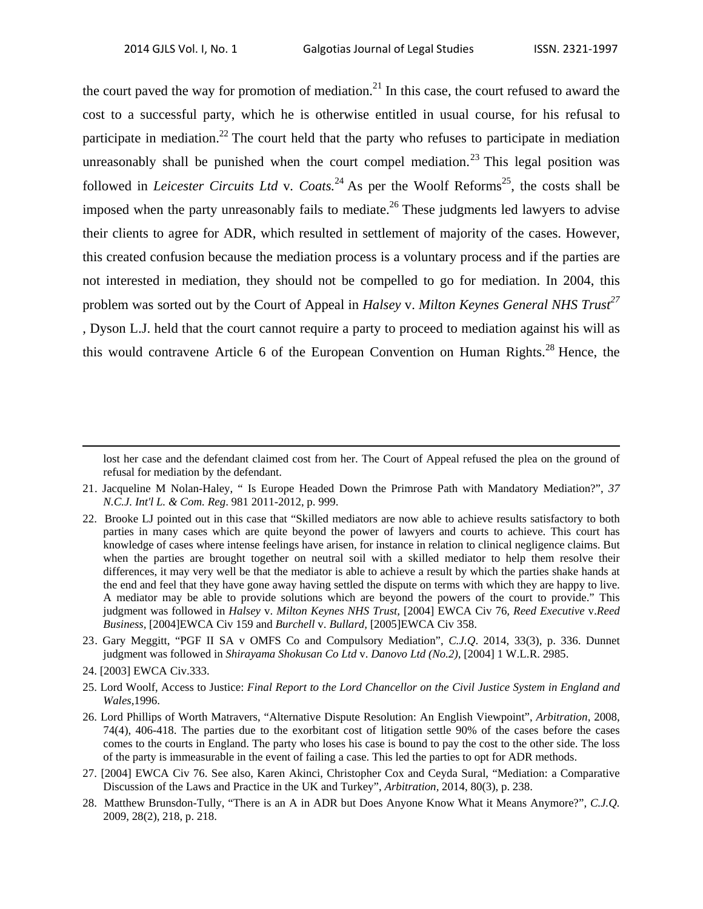the court paved the way for promotion of mediation.[21] In this case, the court refused to award the cost to a successful party, which he is otherwise entitled in usual course, for his refusal to participate in mediation.[22] The court held that the party who refuses to participate in mediation unreasonably shall be punished when the court compel mediation.[23] This legal position was followed in *Leicester Circuits Ltd* v. *Coats.*[24] As per the Woolf Reforms[25], the costs shall be imposed when the party unreasonably fails to mediate.[26] These judgments led lawyers to advise their clients to agree for ADR, which resulted in settlement of majority of the cases. However, this created confusion because the mediation process is a voluntary process and if the parties are not interested in mediation, they should not be compelled to go for mediation. In 2004, this problem was sorted out by the Court of Appeal in *Halsey* v. *Milton Keynes General NHS Trust*[27] , Dyson L.J. held that the court cannot require a party to proceed to mediation against his will as this would contravene Article 6 of the European Convention on Human Rights.[28] Hence, the

---

lost her case and the defendant claimed cost from her. The Court of Appeal refused the plea on the ground of refusal for mediation by the defendant.

21. Jacqueline M Nolan-Haley, " Is Europe Headed Down the Primrose Path with Mandatory Mediation?", *37 N.C.J. Int'l L. & Com. Reg*. 981 2011-2012, p. 999.

22. Brooke LJ pointed out in this case that "Skilled mediators are now able to achieve results satisfactory to both parties in many cases which are quite beyond the power of lawyers and courts to achieve. This court has knowledge of cases where intense feelings have arisen, for instance in relation to clinical negligence claims. But when the parties are brought together on neutral soil with a skilled mediator to help them resolve their differences, it may very well be that the mediator is able to achieve a result by which the parties shake hands at the end and feel that they have gone away having settled the dispute on terms with which they are happy to live. A mediator may be able to provide solutions which are beyond the powers of the court to provide." This judgment was followed in *Halsey* v. *Milton Keynes NHS Trust,* [2004] EWCA Civ 76, *Reed Executive* v.*Reed Business,* [2004]EWCA Civ 159 and *Burchell* v. *Bullard,* [2005]EWCA Civ 358.

23. Gary Meggitt, "PGF II SA v OMFS Co and Compulsory Mediation", *C.J.Q*. 2014, 33(3), p. 336. Dunnet judgment was followed in *Shirayama Shokusan Co Ltd* v. *Danovo Ltd (No.2),* [2004] 1 W.L.R. 2985.

24. [2003] EWCA Civ.333.

25. Lord Woolf, Access to Justice: *Final Report to the Lord Chancellor on the Civil Justice System in England and Wales,*1996.

26. Lord Phillips of Worth Matravers, "Alternative Dispute Resolution: An English Viewpoint", *Arbitration,* 2008, 74(4), 406-418. The parties due to the exorbitant cost of litigation settle 90% of the cases before the cases comes to the courts in England. The party who loses his case is bound to pay the cost to the other side. The loss of the party is immeasurable in the event of failing a case. This led the parties to opt for ADR methods.

27. [2004] EWCA Civ 76. See also, Karen Akinci, Christopher Cox and Ceyda Sural, "Mediation: a Comparative Discussion of the Laws and Practice in the UK and Turkey", *Arbitration,* 2014, 80(3), p. 238.

28. Matthew Brunsdon-Tully, "There is an A in ADR but Does Anyone Know What it Means Anymore?", *C.J.Q.* 2009, 28(2), 218, p. 218.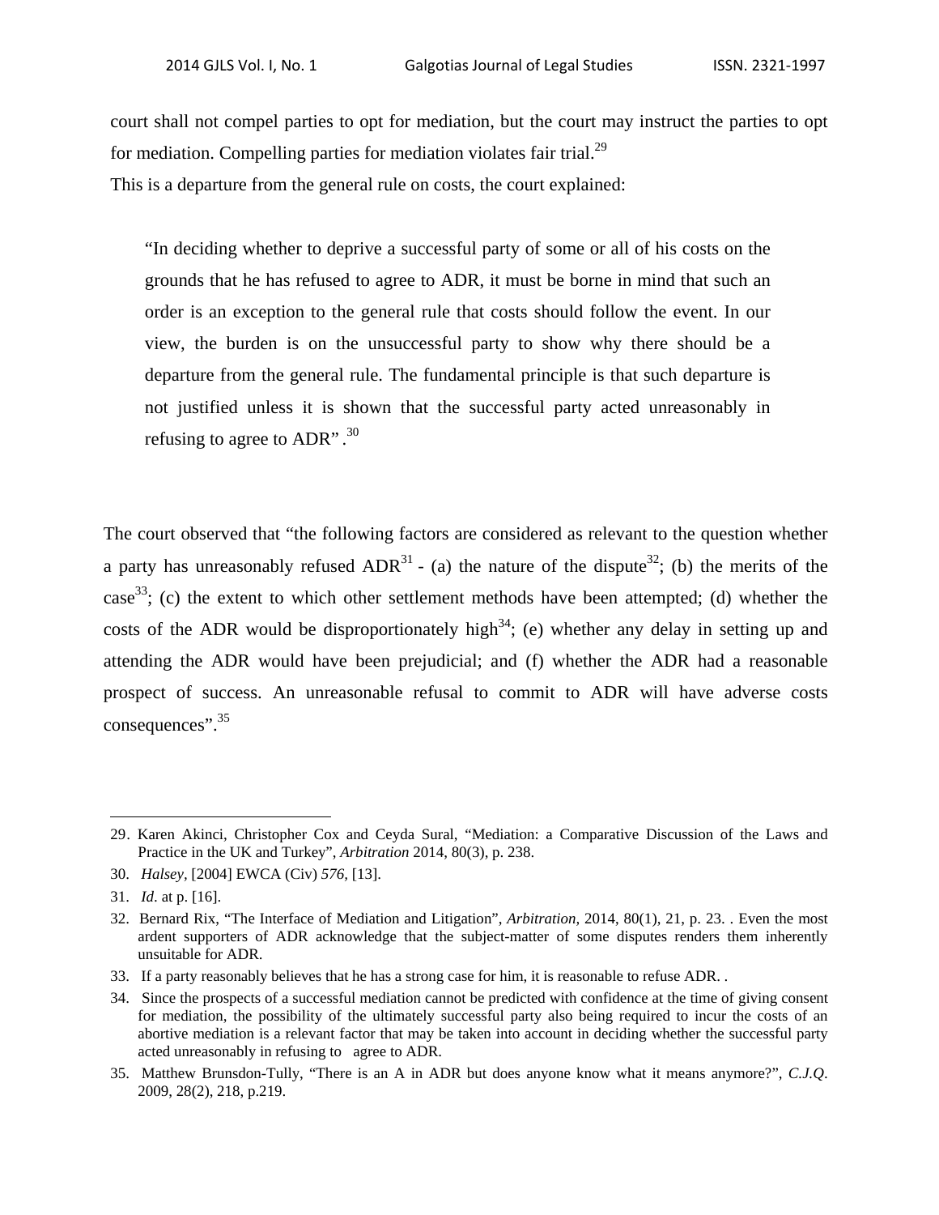court shall not compel parties to opt for mediation, but the court may instruct the parties to opt for mediation. Compelling parties for mediation violates fair trial.[29]

This is a departure from the general rule on costs, the court explained:

> "In deciding whether to deprive a successful party of some or all of his costs on the grounds that he has refused to agree to ADR, it must be borne in mind that such an order is an exception to the general rule that costs should follow the event. In our view, the burden is on the unsuccessful party to show why there should be a departure from the general rule. The fundamental principle is that such departure is not justified unless it is shown that the successful party acted unreasonably in refusing to agree to ADR" .[30]

The court observed that "the following factors are considered as relevant to the question whether a party has unreasonably refused ADR[31] - (a) the nature of the dispute[32]; (b) the merits of the case[33]; (c) the extent to which other settlement methods have been attempted; (d) whether the costs of the ADR would be disproportionately high[34]; (e) whether any delay in setting up and attending the ADR would have been prejudicial; and (f) whether the ADR had a reasonable prospect of success. An unreasonable refusal to commit to ADR will have adverse costs consequences".[35]

---

29. Karen Akinci, Christopher Cox and Ceyda Sural, "Mediation: a Comparative Discussion of the Laws and Practice in the UK and Turkey", *Arbitration* 2014, 80(3), p. 238.
30. *Halsey*, [2004] EWCA (Civ) *576*, [13].
31. *Id*. at p. [16].
32. Bernard Rix, "The Interface of Mediation and Litigation", *Arbitration*, 2014, 80(1), 21, p. 23. . Even the most ardent supporters of ADR acknowledge that the subject-matter of some disputes renders them inherently unsuitable for ADR.
33. If a party reasonably believes that he has a strong case for him, it is reasonable to refuse ADR. .
34. Since the prospects of a successful mediation cannot be predicted with confidence at the time of giving consent for mediation, the possibility of the ultimately successful party also being required to incur the costs of an abortive mediation is a relevant factor that may be taken into account in deciding whether the successful party acted unreasonably in refusing to agree to ADR.
35. Matthew Brunsdon-Tully, "There is an A in ADR but does anyone know what it means anymore?", *C.J.Q*. 2009, 28(2), 218, p.219.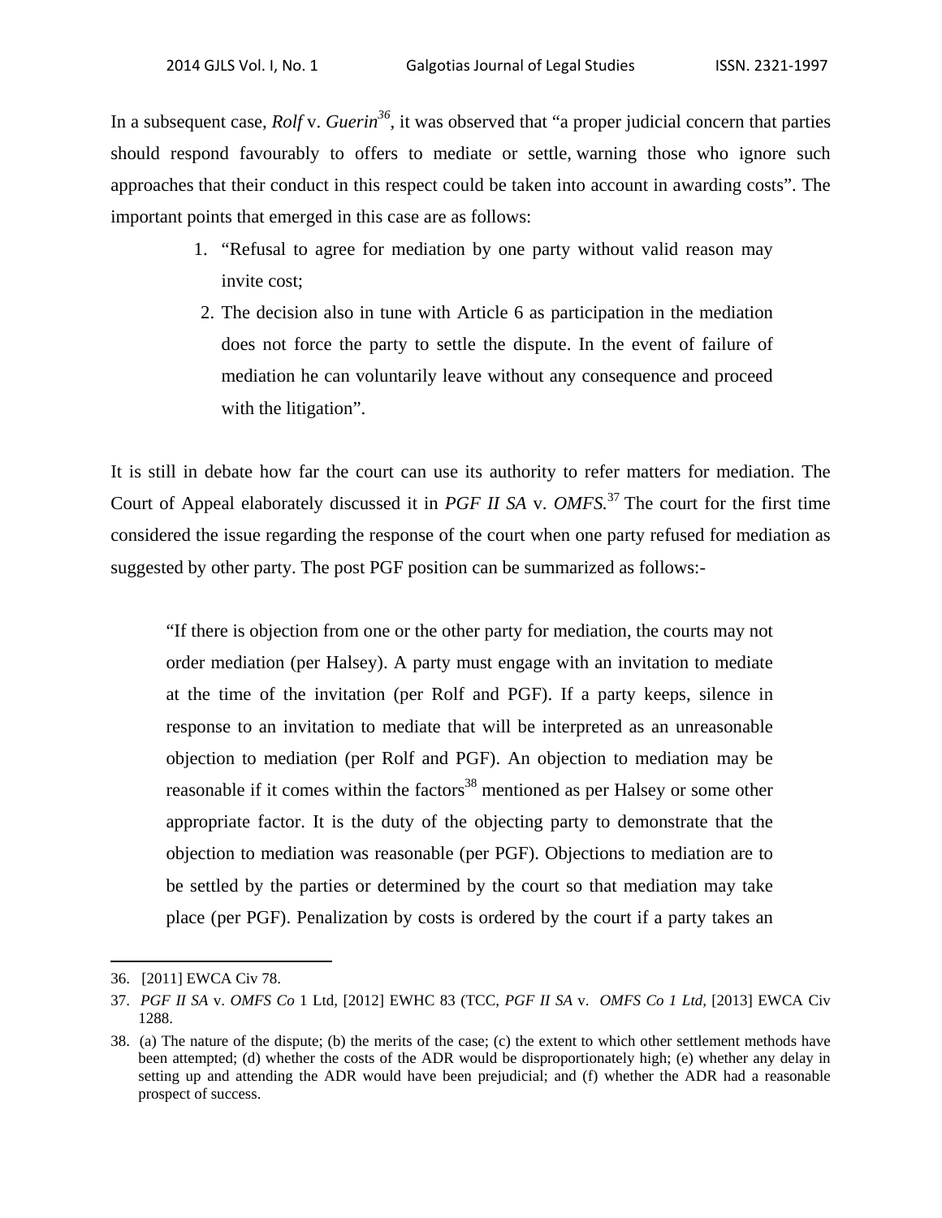In a subsequent case, *Rolf* v. *Guerin*[36], it was observed that "a proper judicial concern that parties should respond favourably to offers to mediate or settle, warning those who ignore such approaches that their conduct in this respect could be taken into account in awarding costs". The important points that emerged in this case are as follows:

1. "Refusal to agree for mediation by one party without valid reason may invite cost;
2. The decision also in tune with Article 6 as participation in the mediation does not force the party to settle the dispute. In the event of failure of mediation he can voluntarily leave without any consequence and proceed with the litigation".

It is still in debate how far the court can use its authority to refer matters for mediation. The Court of Appeal elaborately discussed it in *PGF II SA* v. *OMFS.*[37] The court for the first time considered the issue regarding the response of the court when one party refused for mediation as suggested by other party. The post PGF position can be summarized as follows:-

> "If there is objection from one or the other party for mediation, the courts may not order mediation (per Halsey). A party must engage with an invitation to mediate at the time of the invitation (per Rolf and PGF). If a party keeps, silence in response to an invitation to mediate that will be interpreted as an unreasonable objection to mediation (per Rolf and PGF). An objection to mediation may be reasonable if it comes within the factors[38] mentioned as per Halsey or some other appropriate factor. It is the duty of the objecting party to demonstrate that the objection to mediation was reasonable (per PGF). Objections to mediation are to be settled by the parties or determined by the court so that mediation may take place (per PGF). Penalization by costs is ordered by the court if a party takes an

---

36. [2011] EWCA Civ 78.

37. *PGF II SA* v. *OMFS Co* 1 Ltd, [2012] EWHC 83 (TCC, *PGF II SA* v. *OMFS Co 1 Ltd,* [2013] EWCA Civ 1288.

38. (a) The nature of the dispute; (b) the merits of the case; (c) the extent to which other settlement methods have been attempted; (d) whether the costs of the ADR would be disproportionately high; (e) whether any delay in setting up and attending the ADR would have been prejudicial; and (f) whether the ADR had a reasonable prospect of success.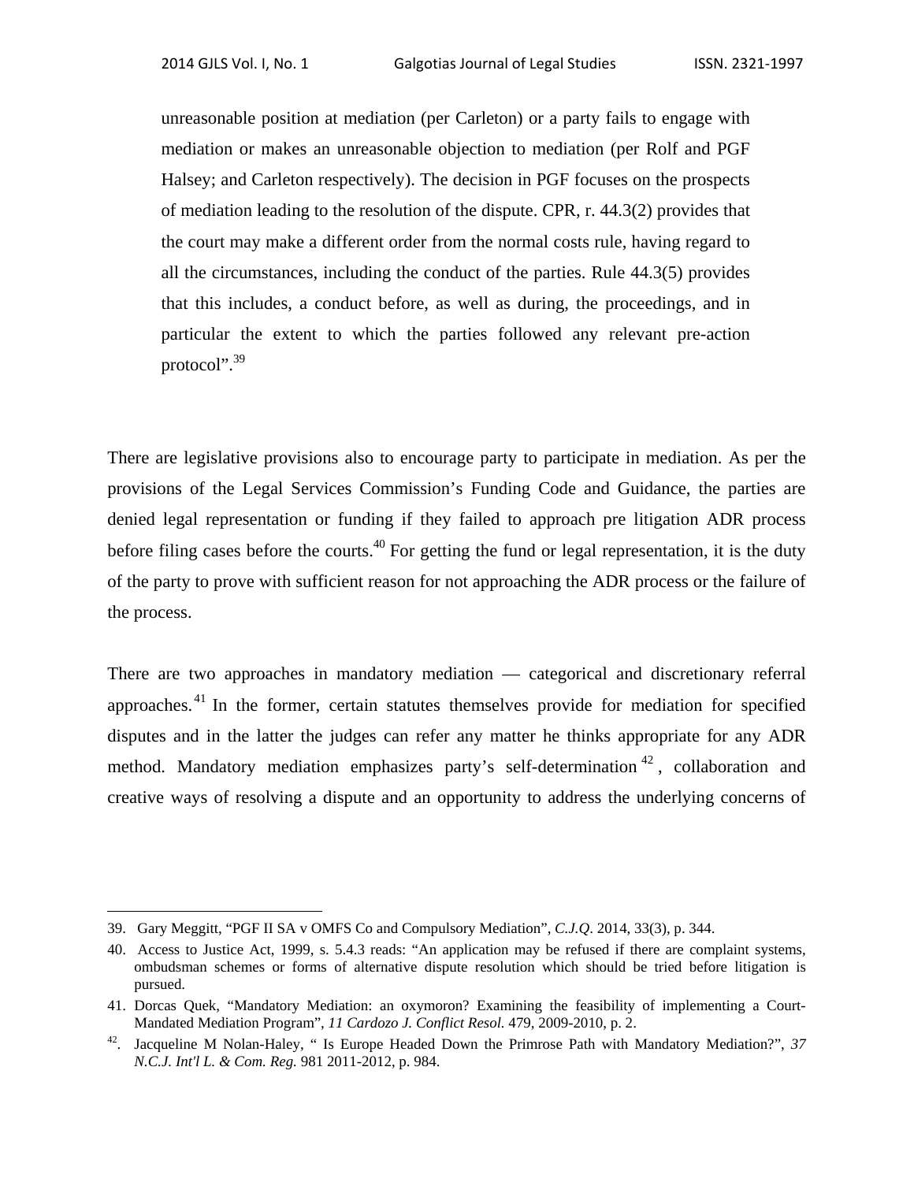unreasonable position at mediation (per Carleton) or a party fails to engage with mediation or makes an unreasonable objection to mediation (per Rolf and PGF Halsey; and Carleton respectively). The decision in PGF focuses on the prospects of mediation leading to the resolution of the dispute. CPR, r. 44.3(2) provides that the court may make a different order from the normal costs rule, having regard to all the circumstances, including the conduct of the parties. Rule 44.3(5) provides that this includes, a conduct before, as well as during, the proceedings, and in particular the extent to which the parties followed any relevant pre-action protocol".[39]

There are legislative provisions also to encourage party to participate in mediation. As per the provisions of the Legal Services Commission's Funding Code and Guidance, the parties are denied legal representation or funding if they failed to approach pre litigation ADR process before filing cases before the courts.[40] For getting the fund or legal representation, it is the duty of the party to prove with sufficient reason for not approaching the ADR process or the failure of the process.

There are two approaches in mandatory mediation — categorical and discretionary referral approaches.[41] In the former, certain statutes themselves provide for mediation for specified disputes and in the latter the judges can refer any matter he thinks appropriate for any ADR method. Mandatory mediation emphasizes party's self-determination[42], collaboration and creative ways of resolving a dispute and an opportunity to address the underlying concerns of

---

39. Gary Meggitt, "PGF II SA v OMFS Co and Compulsory Mediation", *C.J.Q*. 2014, 33(3), p. 344.

40. Access to Justice Act, 1999, s. 5.4.3 reads: "An application may be refused if there are complaint systems, ombudsman schemes or forms of alternative dispute resolution which should be tried before litigation is pursued.

41. Dorcas Quek, "Mandatory Mediation: an oxymoron? Examining the feasibility of implementing a Court-Mandated Mediation Program", *11 Cardozo J. Conflict Resol.* 479, 2009-2010, p. 2.

42. Jacqueline M Nolan-Haley, " Is Europe Headed Down the Primrose Path with Mandatory Mediation?", *37 N.C.J. Int'l L. & Com. Reg.* 981 2011-2012, p. 984.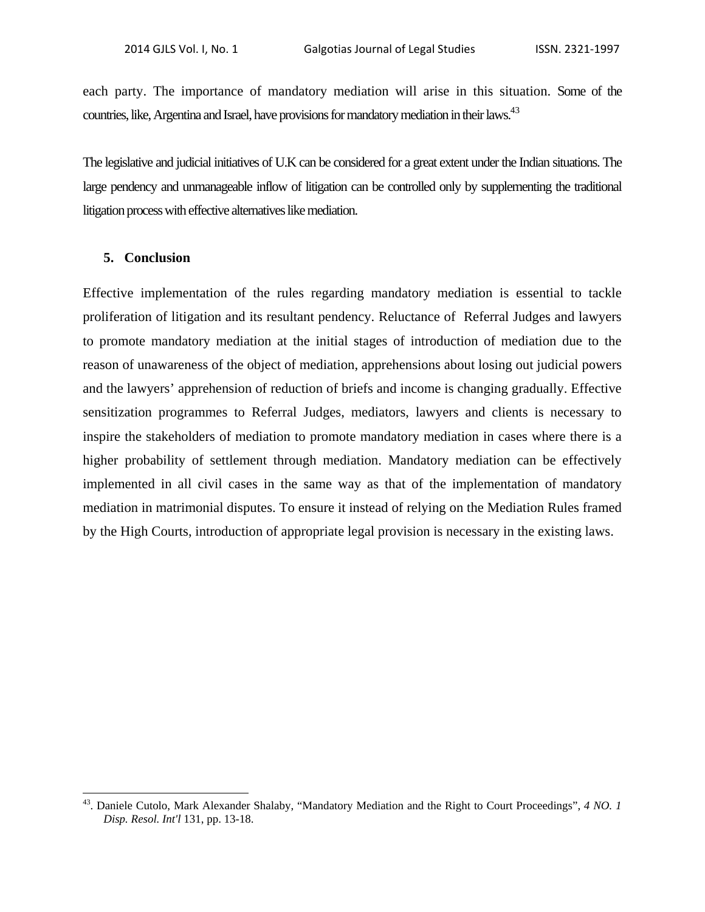each party. The importance of mandatory mediation will arise in this situation. Some of the countries, like, Argentina and Israel, have provisions for mandatory mediation in their laws.[43]

The legislative and judicial initiatives of U.K can be considered for a great extent under the Indian situations. The large pendency and unmanageable inflow of litigation can be controlled only by supplementing the traditional litigation process with effective alternatives like mediation.

## 5. Conclusion

Effective implementation of the rules regarding mandatory mediation is essential to tackle proliferation of litigation and its resultant pendency. Reluctance of Referral Judges and lawyers to promote mandatory mediation at the initial stages of introduction of mediation due to the reason of unawareness of the object of mediation, apprehensions about losing out judicial powers and the lawyers' apprehension of reduction of briefs and income is changing gradually. Effective sensitization programmes to Referral Judges, mediators, lawyers and clients is necessary to inspire the stakeholders of mediation to promote mandatory mediation in cases where there is a higher probability of settlement through mediation. Mandatory mediation can be effectively implemented in all civil cases in the same way as that of the implementation of mandatory mediation in matrimonial disputes. To ensure it instead of relying on the Mediation Rules framed by the High Courts, introduction of appropriate legal provision is necessary in the existing laws.

---

[43]. Daniele Cutolo, Mark Alexander Shalaby, "Mandatory Mediation and the Right to Court Proceedings", *4 NO. 1 Disp. Resol. Int'l* 131, pp. 13-18.